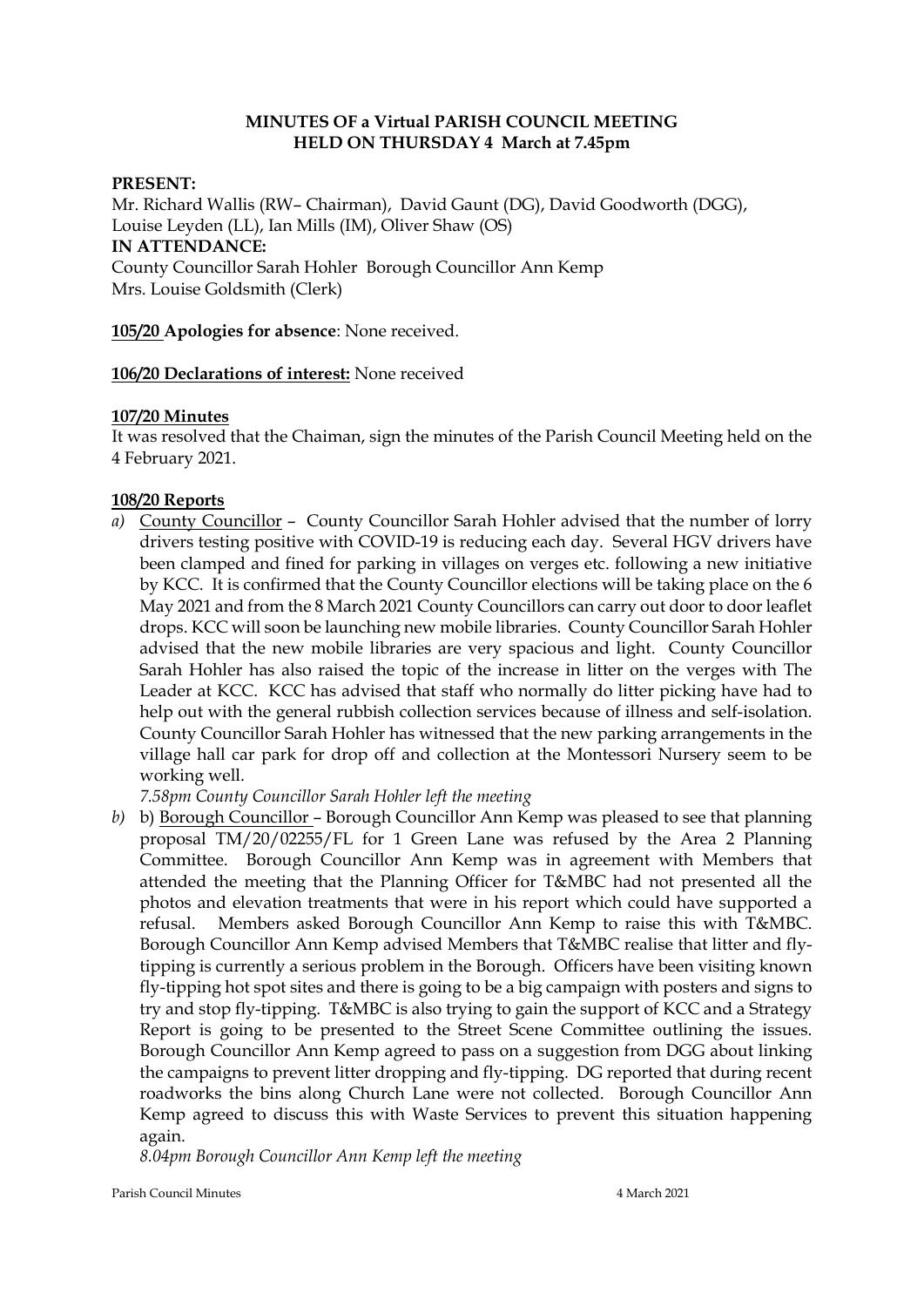**MINUTES OF a Virtual PARISH COUNCIL MEETING**
**HELD ON THURSDAY 4 March at 7.45pm**

**PRESENT:**
Mr. Richard Wallis (RW– Chairman), David Gaunt (DG), David Goodworth (DGG), Louise Leyden (LL), Ian Mills (IM), Oliver Shaw (OS)
**IN ATTENDANCE:**
County Councillor Sarah Hohler Borough Councillor Ann Kemp
Mrs. Louise Goldsmith (Clerk)

**105/20 Apologies for absence**: None received.

**106/20 Declarations of interest:** None received

**107/20 Minutes**
It was resolved that the Chaiman, sign the minutes of the Parish Council Meeting held on the 4 February 2021.

**108/20 Reports**

*a)* County Councillor – County Councillor Sarah Hohler advised that the number of lorry drivers testing positive with COVID-19 is reducing each day. Several HGV drivers have been clamped and fined for parking in villages on verges etc. following a new initiative by KCC. It is confirmed that the County Councillor elections will be taking place on the 6 May 2021 and from the 8 March 2021 County Councillors can carry out door to door leaflet drops. KCC will soon be launching new mobile libraries. County Councillor Sarah Hohler advised that the new mobile libraries are very spacious and light. County Councillor Sarah Hohler has also raised the topic of the increase in litter on the verges with The Leader at KCC. KCC has advised that staff who normally do litter picking have had to help out with the general rubbish collection services because of illness and self-isolation. County Councillor Sarah Hohler has witnessed that the new parking arrangements in the village hall car park for drop off and collection at the Montessori Nursery seem to be working well.

*7.58pm County Councillor Sarah Hohler left the meeting*

*b)* b) Borough Councillor – Borough Councillor Ann Kemp was pleased to see that planning proposal TM/20/02255/FL for 1 Green Lane was refused by the Area 2 Planning Committee. Borough Councillor Ann Kemp was in agreement with Members that attended the meeting that the Planning Officer for T&MBC had not presented all the photos and elevation treatments that were in his report which could have supported a refusal. Members asked Borough Councillor Ann Kemp to raise this with T&MBC. Borough Councillor Ann Kemp advised Members that T&MBC realise that litter and fly-tipping is currently a serious problem in the Borough. Officers have been visiting known fly-tipping hot spot sites and there is going to be a big campaign with posters and signs to try and stop fly-tipping. T&MBC is also trying to gain the support of KCC and a Strategy Report is going to be presented to the Street Scene Committee outlining the issues. Borough Councillor Ann Kemp agreed to pass on a suggestion from DGG about linking the campaigns to prevent litter dropping and fly-tipping. DG reported that during recent roadworks the bins along Church Lane were not collected. Borough Councillor Ann Kemp agreed to discuss this with Waste Services to prevent this situation happening again.

*8.04pm Borough Councillor Ann Kemp left the meeting*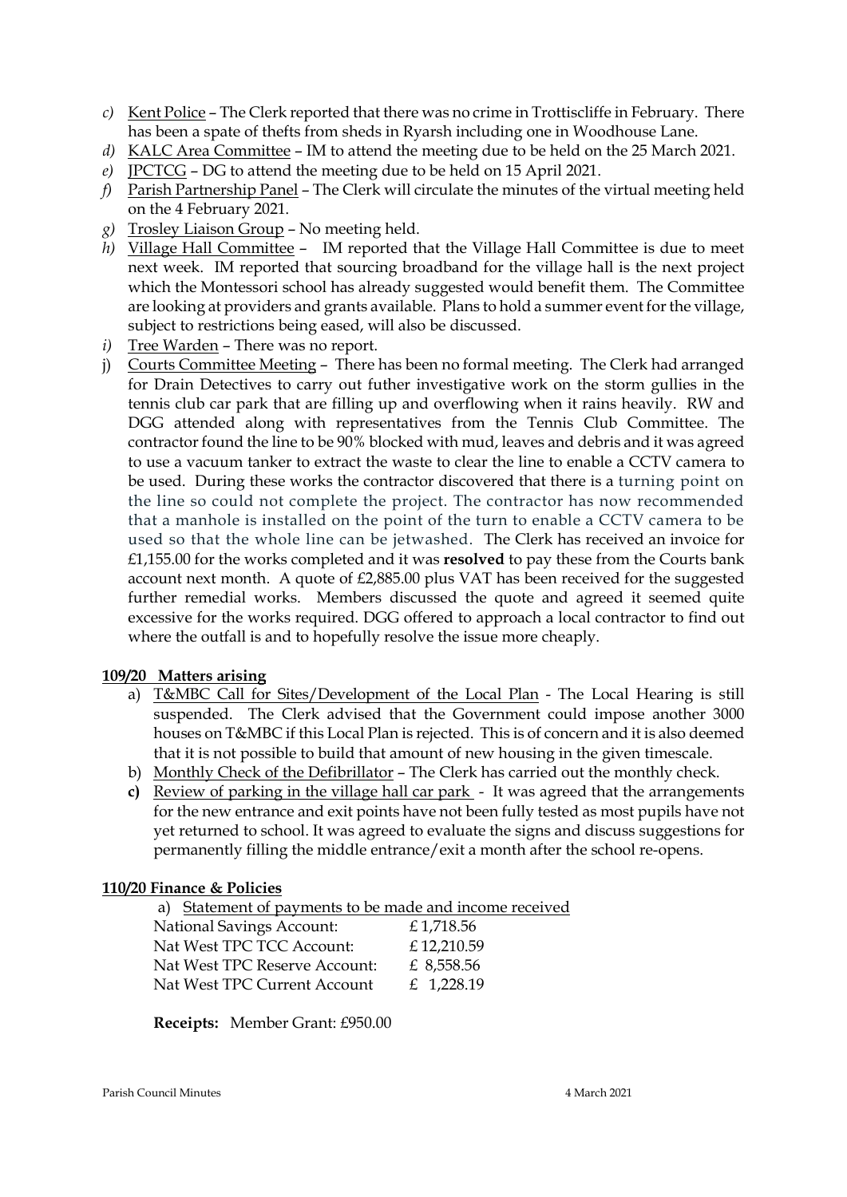*c)* Kent Police – The Clerk reported that there was no crime in Trottiscliffe in February. There has been a spate of thefts from sheds in Ryarsh including one in Woodhouse Lane.

*d)* KALC Area Committee – IM to attend the meeting due to be held on the 25 March 2021.

*e)* JPCTCG – DG to attend the meeting due to be held on 15 April 2021.

*f)* Parish Partnership Panel – The Clerk will circulate the minutes of the virtual meeting held on the 4 February 2021.

*g)* Trosley Liaison Group – No meeting held.

*h)* Village Hall Committee – IM reported that the Village Hall Committee is due to meet next week. IM reported that sourcing broadband for the village hall is the next project which the Montessori school has already suggested would benefit them. The Committee are looking at providers and grants available. Plans to hold a summer event for the village, subject to restrictions being eased, will also be discussed.

*i)* Tree Warden – There was no report.

j) Courts Committee Meeting – There has been no formal meeting. The Clerk had arranged for Drain Detectives to carry out futher investigative work on the storm gullies in the tennis club car park that are filling up and overflowing when it rains heavily. RW and DGG attended along with representatives from the Tennis Club Committee. The contractor found the line to be 90% blocked with mud, leaves and debris and it was agreed to use a vacuum tanker to extract the waste to clear the line to enable a CCTV camera to be used. During these works the contractor discovered that there is a turning point on the line so could not complete the project. The contractor has now recommended that a manhole is installed on the point of the turn to enable a CCTV camera to be used so that the whole line can be jetwashed. The Clerk has received an invoice for £1,155.00 for the works completed and it was **resolved** to pay these from the Courts bank account next month. A quote of £2,885.00 plus VAT has been received for the suggested further remedial works. Members discussed the quote and agreed it seemed quite excessive for the works required. DGG offered to approach a local contractor to find out where the outfall is and to hopefully resolve the issue more cheaply.

**109/20 Matters arising**

a) T&MBC Call for Sites/Development of the Local Plan - The Local Hearing is still suspended. The Clerk advised that the Government could impose another 3000 houses on T&MBC if this Local Plan is rejected. This is of concern and it is also deemed that it is not possible to build that amount of new housing in the given timescale.

b) Monthly Check of the Defibrillator – The Clerk has carried out the monthly check.

**c)** Review of parking in the village hall car park - It was agreed that the arrangements for the new entrance and exit points have not been fully tested as most pupils have not yet returned to school. It was agreed to evaluate the signs and discuss suggestions for permanently filling the middle entrance/exit a month after the school re-opens.

**110/20 Finance & Policies**

a) Statement of payments to be made and income received

| | |
|---|---|
| National Savings Account: | £ 1,718.56 |
| Nat West TPC TCC Account: | £ 12,210.59 |
| Nat West TPC Reserve Account: | £ 8,558.56 |
| Nat West TPC Current Account | £ 1,228.19 |

**Receipts:** Member Grant: £950.00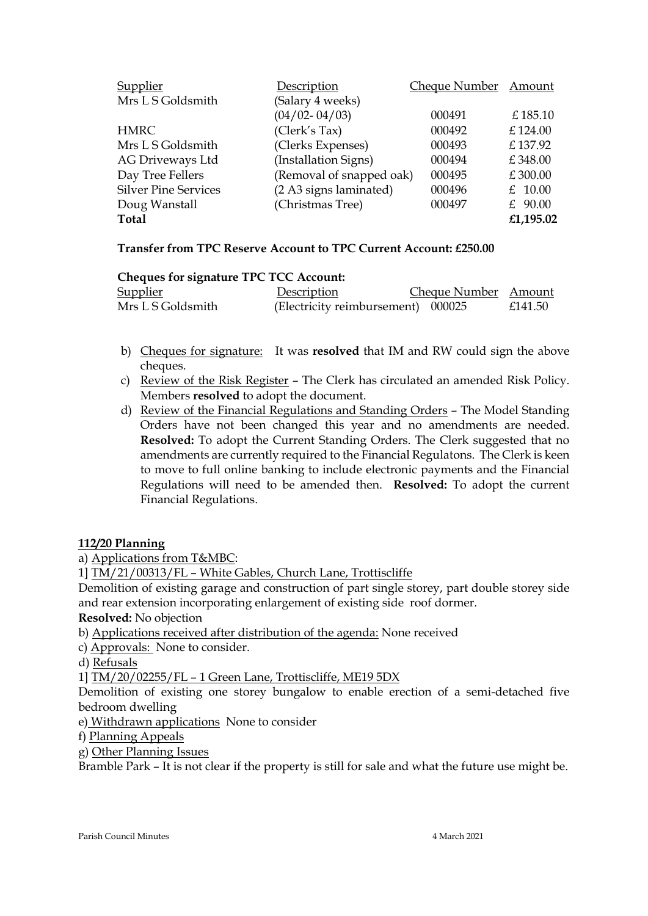| Supplier | Description | Cheque Number | Amount |
| --- | --- | --- | --- |
| Mrs L S Goldsmith | (Salary 4 weeks) (04/02- 04/03) | 000491 | £ 185.10 |
| HMRC | (Clerk's Tax) | 000492 | £ 124.00 |
| Mrs L S Goldsmith | (Clerks Expenses) | 000493 | £ 137.92 |
| AG Driveways Ltd | (Installation Signs) | 000494 | £ 348.00 |
| Day Tree Fellers | (Removal of snapped oak) | 000495 | £ 300.00 |
| Silver Pine Services | (2 A3 signs laminated) | 000496 | £ 10.00 |
| Doug Wanstall | (Christmas Tree) | 000497 | £ 90.00 |
| **Total** | | | **£1,195.02** |

**Transfer from TPC Reserve Account to TPC Current Account: £250.00**

**Cheques for signature TPC TCC Account:**

| Supplier | Description | Cheque Number | Amount |
| --- | --- | --- | --- |
| Mrs L S Goldsmith | (Electricity reimbursement) | 000025 | £141.50 |

b) Cheques for signature: It was **resolved** that IM and RW could sign the above cheques.

c) Review of the Risk Register – The Clerk has circulated an amended Risk Policy. Members **resolved** to adopt the document.

d) Review of the Financial Regulations and Standing Orders – The Model Standing Orders have not been changed this year and no amendments are needed. **Resolved:** To adopt the Current Standing Orders. The Clerk suggested that no amendments are currently required to the Financial Regulatons. The Clerk is keen to move to full online banking to include electronic payments and the Financial Regulations will need to be amended then. **Resolved:** To adopt the current Financial Regulations.

## 112/20 Planning

a) Applications from T&MBC:

1] TM/21/00313/FL – White Gables, Church Lane, Trottiscliffe

Demolition of existing garage and construction of part single storey, part double storey side and rear extension incorporating enlargement of existing side roof dormer.

**Resolved:** No objection

b) Applications received after distribution of the agenda: None received

c) Approvals: None to consider.

d) Refusals

1] TM/20/02255/FL – 1 Green Lane, Trottiscliffe, ME19 5DX

Demolition of existing one storey bungalow to enable erection of a semi-detached five bedroom dwelling

e) Withdrawn applications None to consider

f) Planning Appeals

g) Other Planning Issues

Bramble Park – It is not clear if the property is still for sale and what the future use might be.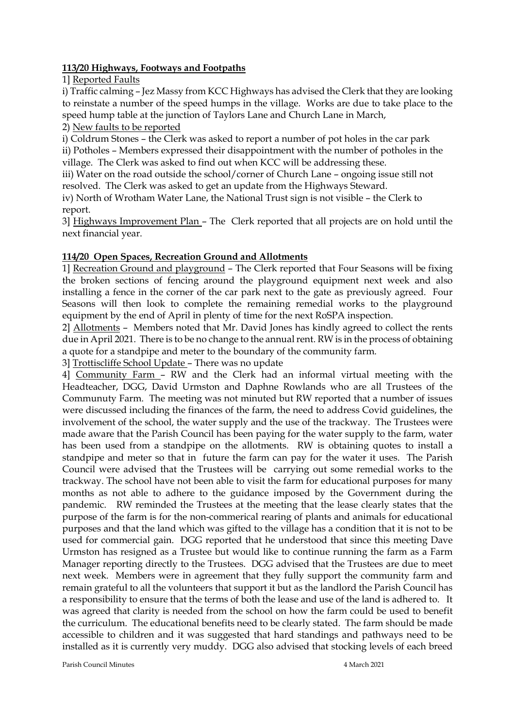**113/20 Highways, Footways and Footpaths**

1] Reported Faults

i) Traffic calming – Jez Massy from KCC Highways has advised the Clerk that they are looking to reinstate a number of the speed humps in the village. Works are due to take place to the speed hump table at the junction of Taylors Lane and Church Lane in March,

2) New faults to be reported

i) Coldrum Stones – the Clerk was asked to report a number of pot holes in the car park

ii) Potholes – Members expressed their disappointment with the number of potholes in the village. The Clerk was asked to find out when KCC will be addressing these.

iii) Water on the road outside the school/corner of Church Lane – ongoing issue still not resolved. The Clerk was asked to get an update from the Highways Steward.

iv) North of Wrotham Water Lane, the National Trust sign is not visible – the Clerk to report.

3] Highways Improvement Plan – The Clerk reported that all projects are on hold until the next financial year.

**114/20 Open Spaces, Recreation Ground and Allotments**

1] Recreation Ground and playground – The Clerk reported that Four Seasons will be fixing the broken sections of fencing around the playground equipment next week and also installing a fence in the corner of the car park next to the gate as previously agreed. Four Seasons will then look to complete the remaining remedial works to the playground equipment by the end of April in plenty of time for the next RoSPA inspection.

2] Allotments – Members noted that Mr. David Jones has kindly agreed to collect the rents due in April 2021. There is to be no change to the annual rent. RW is in the process of obtaining a quote for a standpipe and meter to the boundary of the community farm.

3] Trottiscliffe School Update – There was no update

4] Community Farm – RW and the Clerk had an informal virtual meeting with the Headteacher, DGG, David Urmston and Daphne Rowlands who are all Trustees of the Communuty Farm. The meeting was not minuted but RW reported that a number of issues were discussed including the finances of the farm, the need to address Covid guidelines, the involvement of the school, the water supply and the use of the trackway. The Trustees were made aware that the Parish Council has been paying for the water supply to the farm, water has been used from a standpipe on the allotments. RW is obtaining quotes to install a standpipe and meter so that in future the farm can pay for the water it uses. The Parish Council were advised that the Trustees will be carrying out some remedial works to the trackway. The school have not been able to visit the farm for educational purposes for many months as not able to adhere to the guidance imposed by the Government during the pandemic. RW reminded the Trustees at the meeting that the lease clearly states that the purpose of the farm is for the non-commerical rearing of plants and animals for educational purposes and that the land which was gifted to the village has a condition that it is not to be used for commercial gain. DGG reported that he understood that since this meeting Dave Urmston has resigned as a Trustee but would like to continue running the farm as a Farm Manager reporting directly to the Trustees. DGG advised that the Trustees are due to meet next week. Members were in agreement that they fully support the community farm and remain grateful to all the volunteers that support it but as the landlord the Parish Council has a responsibility to ensure that the terms of both the lease and use of the land is adhered to. It was agreed that clarity is needed from the school on how the farm could be used to benefit the curriculum. The educational benefits need to be clearly stated. The farm should be made accessible to children and it was suggested that hard standings and pathways need to be installed as it is currently very muddy. DGG also advised that stocking levels of each breed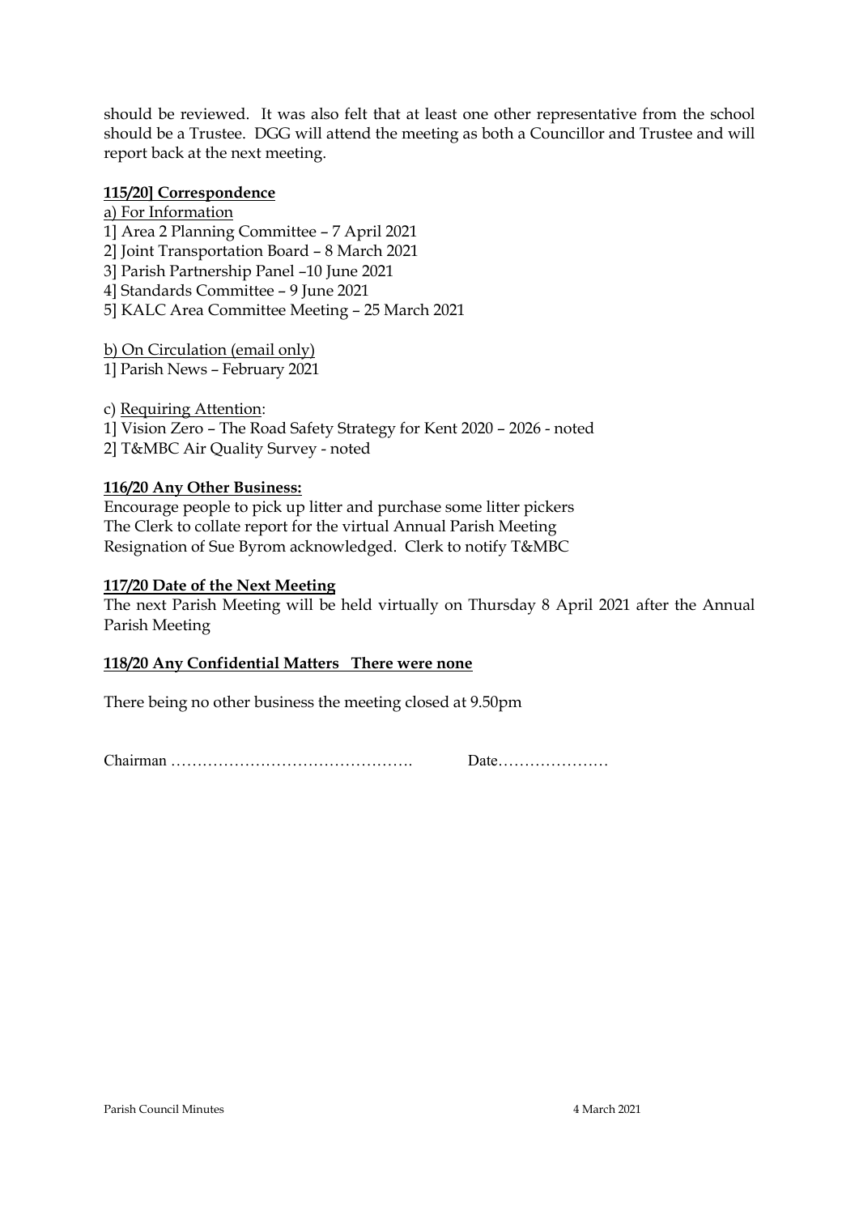should be reviewed. It was also felt that at least one other representative from the school should be a Trustee. DGG will attend the meeting as both a Councillor and Trustee and will report back at the next meeting.

**115/20] Correspondence**

a) For Information

1] Area 2 Planning Committee – 7 April 2021
2] Joint Transportation Board – 8 March 2021
3] Parish Partnership Panel –10 June 2021
4] Standards Committee – 9 June 2021
5] KALC Area Committee Meeting – 25 March 2021

b) On Circulation (email only)

1] Parish News – February 2021

c) Requiring Attention:

1] Vision Zero – The Road Safety Strategy for Kent 2020 – 2026 - noted
2] T&MBC Air Quality Survey - noted

**116/20 Any Other Business:**

Encourage people to pick up litter and purchase some litter pickers
The Clerk to collate report for the virtual Annual Parish Meeting
Resignation of Sue Byrom acknowledged. Clerk to notify T&MBC

**117/20 Date of the Next Meeting**

The next Parish Meeting will be held virtually on Thursday 8 April 2021 after the Annual Parish Meeting

**118/20 Any Confidential Matters There were none**

There being no other business the meeting closed at 9.50pm

Chairman ………………………………………. Date…………………